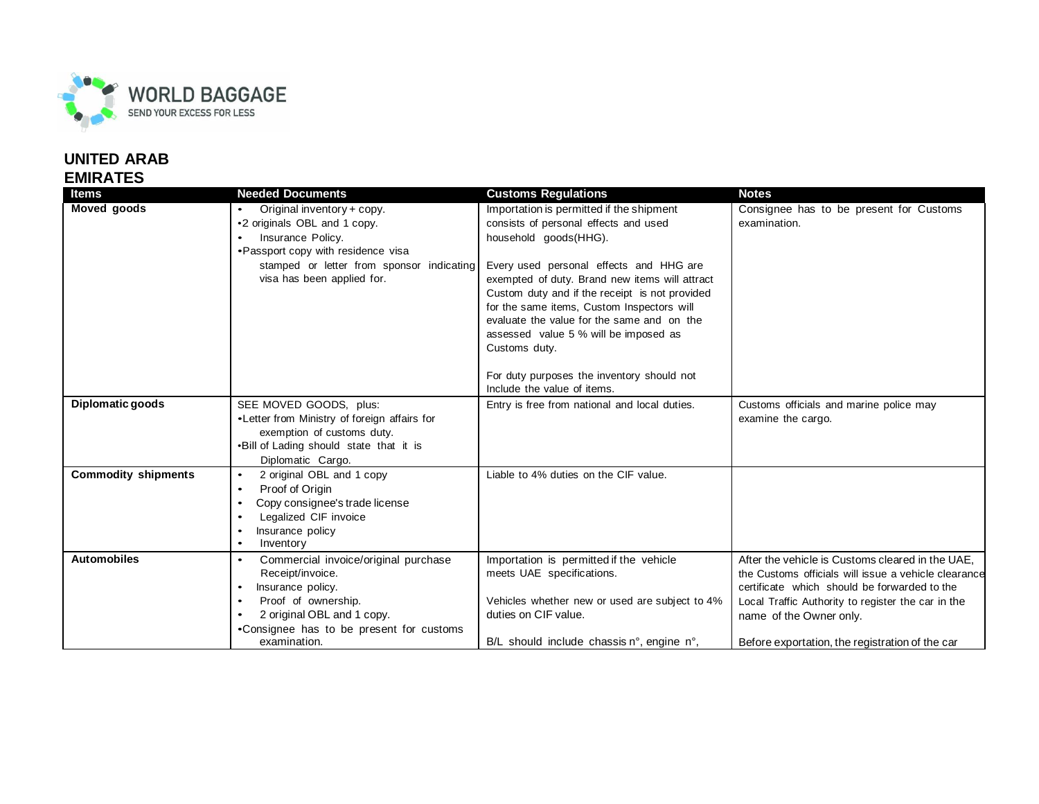WORLD BAGGAGE
SEND YOUR EXCESS FOR LESS

## UNITED ARAB EMIRATES

| Items | Needed Documents | Customs Regulations | Notes |
|---|---|---|---|
| **Moved goods** | • Original inventory + copy.<br>• 2 originals OBL and 1 copy.<br>• Insurance Policy.<br>• Passport copy with residence visa stamped or letter from sponsor indicating visa has been applied for. | Importation is permitted if the shipment consists of personal effects and used household goods(HHG).<br><br>Every used personal effects and HHG are exempted of duty. Brand new items will attract Custom duty and if the receipt is not provided for the same items, Custom Inspectors will evaluate the value for the same and on the assessed value 5 % will be imposed as Customs duty.<br><br>For duty purposes the inventory should not Include the value of items. | Consignee has to be present for Customs examination. |
| **Diplomatic goods** | SEE MOVED GOODS, plus:<br>• Letter from Ministry of foreign affairs for exemption of customs duty.<br>• Bill of Lading should state that it is Diplomatic Cargo. | Entry is free from national and local duties. | Customs officials and marine police may examine the cargo. |
| **Commodity shipments** | • 2 original OBL and 1 copy<br>• Proof of Origin<br>• Copy consignee's trade license<br>• Legalized CIF invoice<br>• Insurance policy<br>• Inventory | Liable to 4% duties on the CIF value. | |
| **Automobiles** | • Commercial invoice/original purchase Receipt/invoice.<br>• Insurance policy.<br>• Proof of ownership.<br>• 2 original OBL and 1 copy.<br>• Consignee has to be present for customs examination. | Importation is permitted if the vehicle meets UAE specifications.<br><br>Vehicles whether new or used are subject to 4% duties on CIF value.<br><br>B/L should include chassis n°, engine n°, | After the vehicle is Customs cleared in the UAE, the Customs officials will issue a vehicle clearance certificate which should be forwarded to the Local Traffic Authority to register the car in the name of the Owner only.<br><br>Before exportation, the registration of the car |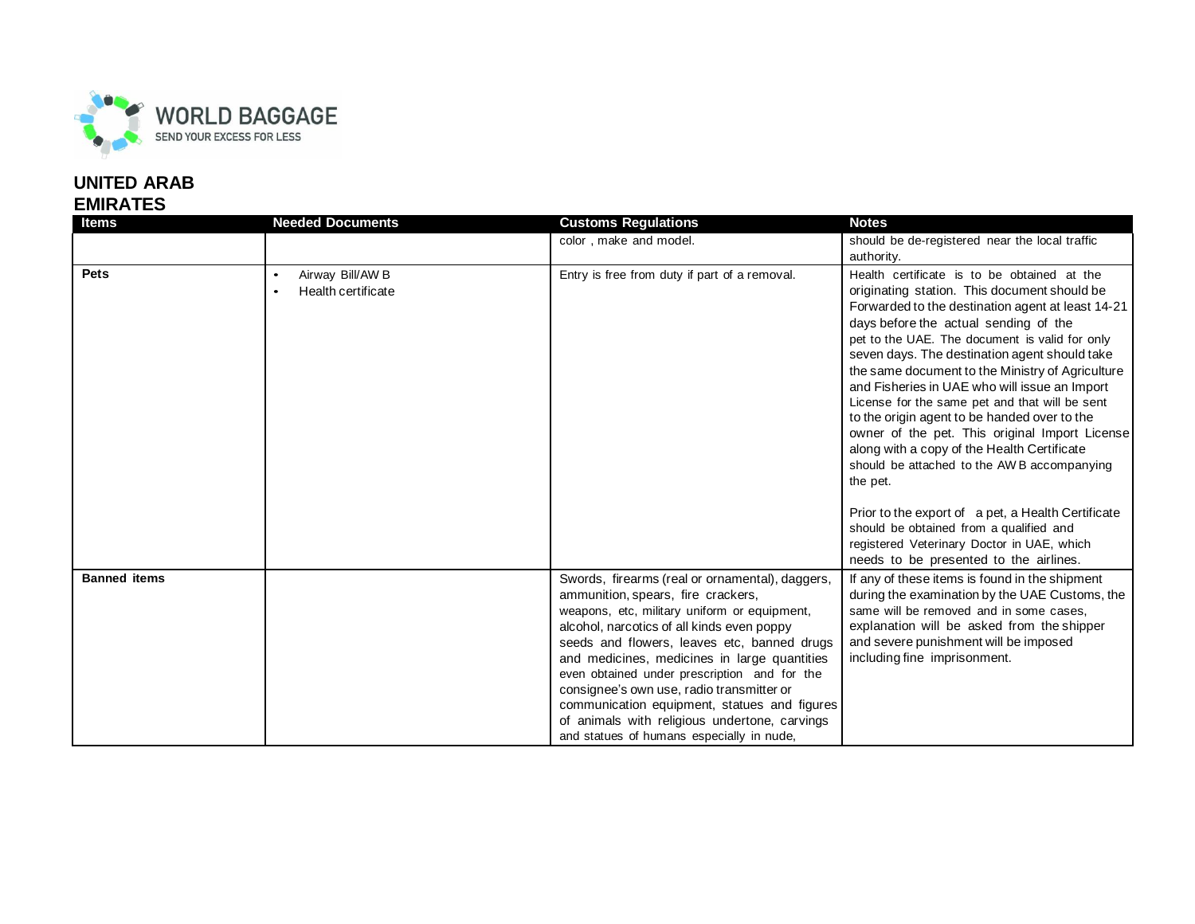**UNITED ARAB EMIRATES**

| Items | Needed Documents | Customs Regulations | Notes |
|---|---|---|---|
| | | color , make and model. | should be de-registered near the local traffic authority. |
| **Pets** | • Airway Bill/AW B<br>• Health certificate | Entry is free from duty if part of a removal. | Health certificate is to be obtained at the originating station. This document should be Forwarded to the destination agent at least 14-21 days before the actual sending of the pet to the UAE. The document is valid for only seven days. The destination agent should take the same document to the Ministry of Agriculture and Fisheries in UAE who will issue an Import License for the same pet and that will be sent to the origin agent to be handed over to the owner of the pet. This original Import License along with a copy of the Health Certificate should be attached to the AW B accompanying the pet.<br><br>Prior to the export of a pet, a Health Certificate should be obtained from a qualified and registered Veterinary Doctor in UAE, which needs to be presented to the airlines. |
| **Banned items** | | Swords, firearms (real or ornamental), daggers, ammunition, spears, fire crackers, weapons, etc, military uniform or equipment, alcohol, narcotics of all kinds even poppy seeds and flowers, leaves etc, banned drugs and medicines, medicines in large quantities even obtained under prescription and for the consignee's own use, radio transmitter or communication equipment, statues and figures of animals with religious undertone, carvings and statues of humans especially in nude, | If any of these items is found in the shipment during the examination by the UAE Customs, the same will be removed and in some cases, explanation will be asked from the shipper and severe punishment will be imposed including fine imprisonment. |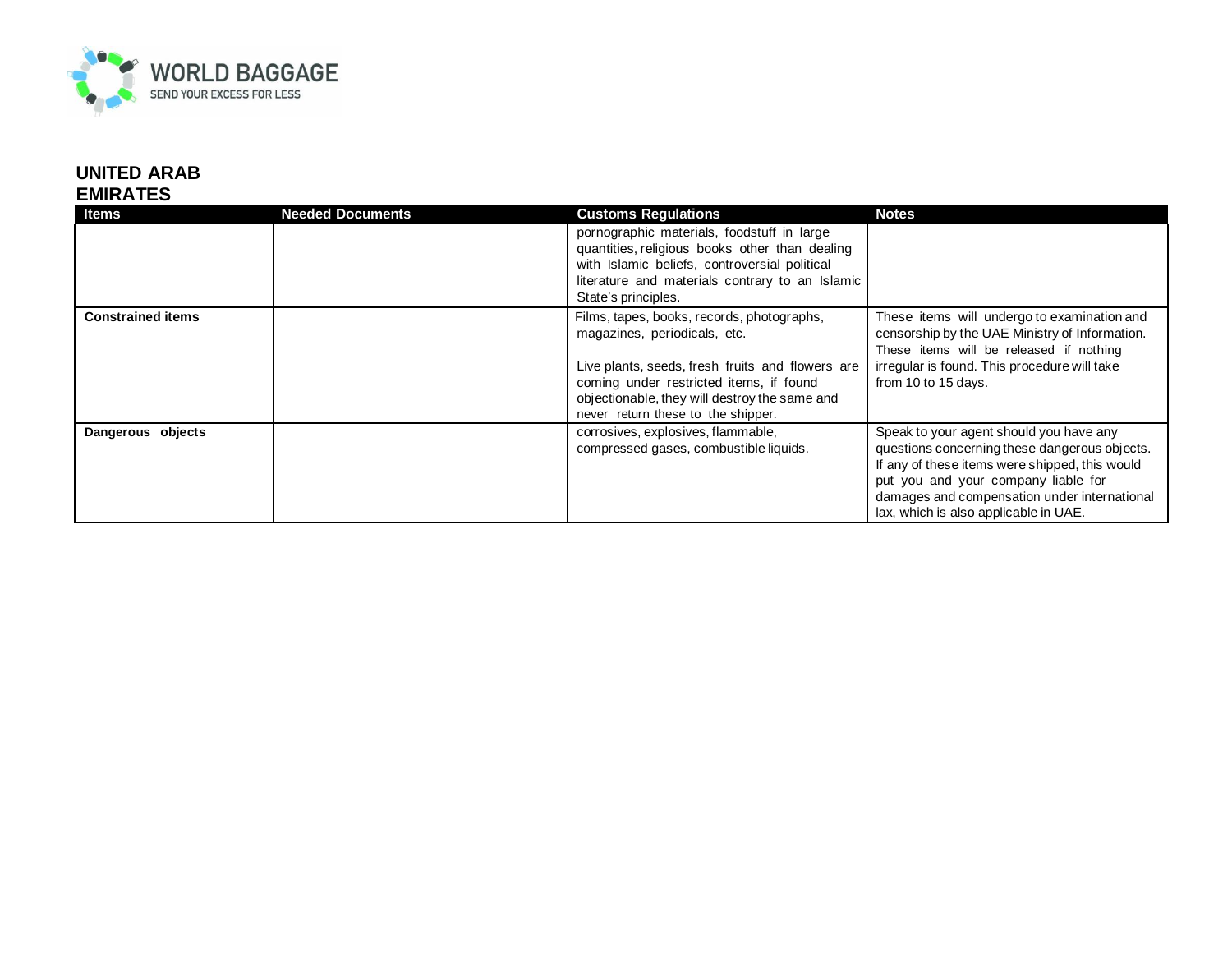## UNITED ARAB EMIRATES

| Items | Needed Documents | Customs Regulations | Notes |
|---|---|---|---|
| | | pornographic materials, foodstuff in large quantities, religious books other than dealing with Islamic beliefs, controversial political literature and materials contrary to an Islamic State's principles. | |
| **Constrained items** | | Films, tapes, books, records, photographs, magazines, periodicals, etc.<br><br>Live plants, seeds, fresh fruits and flowers are coming under restricted items, if found objectionable, they will destroy the same and never return these to the shipper. | These items will undergo to examination and censorship by the UAE Ministry of Information. These items will be released if nothing irregular is found. This procedure will take from 10 to 15 days. |
| **Dangerous objects** | | corrosives, explosives, flammable, compressed gases, combustible liquids. | Speak to your agent should you have any questions concerning these dangerous objects. If any of these items were shipped, this would put you and your company liable for damages and compensation under international lax, which is also applicable in UAE. |